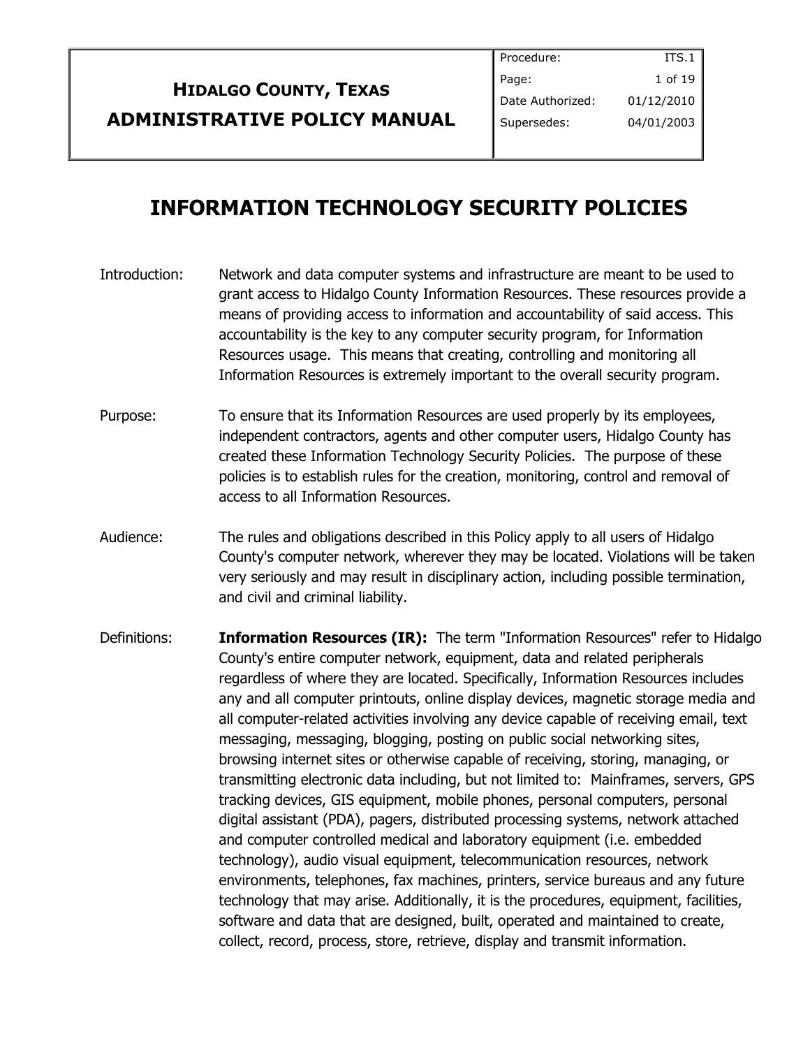| **HIDALGO COUNTY, TEXAS ADMINISTRATIVE POLICY MANUAL** | Procedure: ITS.1 |
|---|---|
| | Page: 1 of 19 |
| | Date Authorized: 01/12/2010 |
| | Supersedes: 04/01/2003 |

# INFORMATION TECHNOLOGY SECURITY POLICIES

**Introduction:** Network and data computer systems and infrastructure are meant to be used to grant access to Hidalgo County Information Resources. These resources provide a means of providing access to information and accountability of said access. This accountability is the key to any computer security program, for Information Resources usage. This means that creating, controlling and monitoring all Information Resources is extremely important to the overall security program.

**Purpose:** To ensure that its Information Resources are used properly by its employees, independent contractors, agents and other computer users, Hidalgo County has created these Information Technology Security Policies. The purpose of these policies is to establish rules for the creation, monitoring, control and removal of access to all Information Resources.

**Audience:** The rules and obligations described in this Policy apply to all users of Hidalgo County's computer network, wherever they may be located. Violations will be taken very seriously and may result in disciplinary action, including possible termination, and civil and criminal liability.

**Definitions:** **Information Resources (IR):** The term "Information Resources" refer to Hidalgo County's entire computer network, equipment, data and related peripherals regardless of where they are located. Specifically, Information Resources includes any and all computer printouts, online display devices, magnetic storage media and all computer-related activities involving any device capable of receiving email, text messaging, messaging, blogging, posting on public social networking sites, browsing internet sites or otherwise capable of receiving, storing, managing, or transmitting electronic data including, but not limited to: Mainframes, servers, GPS tracking devices, GIS equipment, mobile phones, personal computers, personal digital assistant (PDA), pagers, distributed processing systems, network attached and computer controlled medical and laboratory equipment (i.e. embedded technology), audio visual equipment, telecommunication resources, network environments, telephones, fax machines, printers, service bureaus and any future technology that may arise. Additionally, it is the procedures, equipment, facilities, software and data that are designed, built, operated and maintained to create, collect, record, process, store, retrieve, display and transmit information.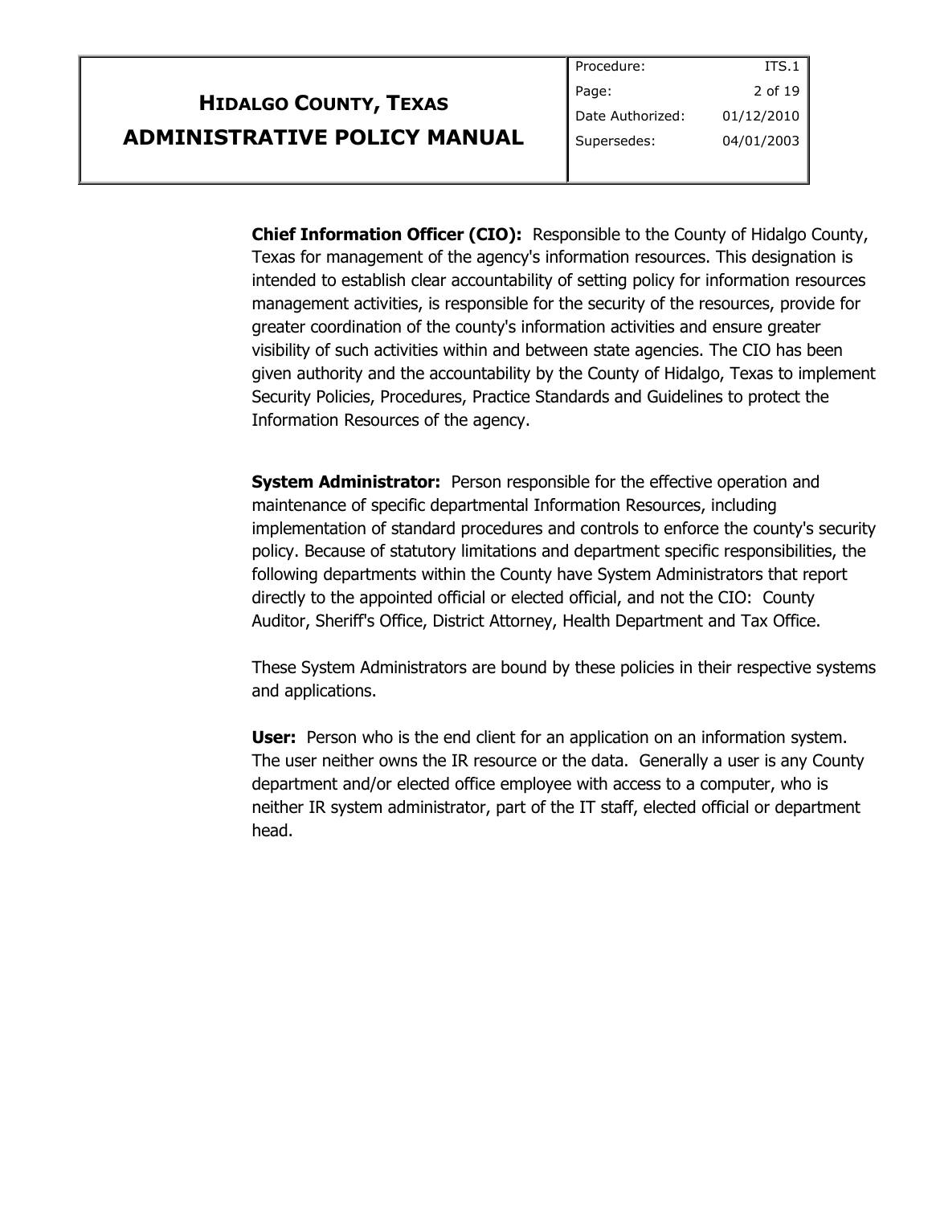**Chief Information Officer (CIO):** Responsible to the County of Hidalgo County, Texas for management of the agency's information resources. This designation is intended to establish clear accountability of setting policy for information resources management activities, is responsible for the security of the resources, provide for greater coordination of the county's information activities and ensure greater visibility of such activities within and between state agencies. The CIO has been given authority and the accountability by the County of Hidalgo, Texas to implement Security Policies, Procedures, Practice Standards and Guidelines to protect the Information Resources of the agency.

**System Administrator:** Person responsible for the effective operation and maintenance of specific departmental Information Resources, including implementation of standard procedures and controls to enforce the county's security policy. Because of statutory limitations and department specific responsibilities, the following departments within the County have System Administrators that report directly to the appointed official or elected official, and not the CIO: County Auditor, Sheriff's Office, District Attorney, Health Department and Tax Office.

These System Administrators are bound by these policies in their respective systems and applications.

**User:** Person who is the end client for an application on an information system. The user neither owns the IR resource or the data. Generally a user is any County department and/or elected office employee with access to a computer, who is neither IR system administrator, part of the IT staff, elected official or department head.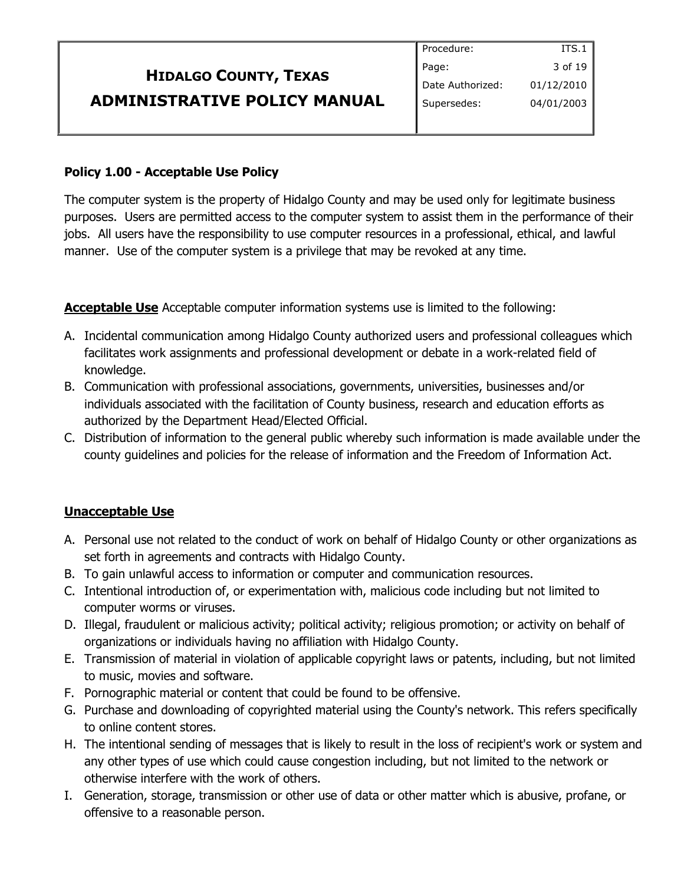**Policy 1.00 - Acceptable Use Policy**

The computer system is the property of Hidalgo County and may be used only for legitimate business purposes. Users are permitted access to the computer system to assist them in the performance of their jobs. All users have the responsibility to use computer resources in a professional, ethical, and lawful manner. Use of the computer system is a privilege that may be revoked at any time.

**Acceptable Use** Acceptable computer information systems use is limited to the following:

A. Incidental communication among Hidalgo County authorized users and professional colleagues which facilitates work assignments and professional development or debate in a work-related field of knowledge.
B. Communication with professional associations, governments, universities, businesses and/or individuals associated with the facilitation of County business, research and education efforts as authorized by the Department Head/Elected Official.
C. Distribution of information to the general public whereby such information is made available under the county guidelines and policies for the release of information and the Freedom of Information Act.

**Unacceptable Use**

A. Personal use not related to the conduct of work on behalf of Hidalgo County or other organizations as set forth in agreements and contracts with Hidalgo County.
B. To gain unlawful access to information or computer and communication resources.
C. Intentional introduction of, or experimentation with, malicious code including but not limited to computer worms or viruses.
D. Illegal, fraudulent or malicious activity; political activity; religious promotion; or activity on behalf of organizations or individuals having no affiliation with Hidalgo County.
E. Transmission of material in violation of applicable copyright laws or patents, including, but not limited to music, movies and software.
F. Pornographic material or content that could be found to be offensive.
G. Purchase and downloading of copyrighted material using the County's network. This refers specifically to online content stores.
H. The intentional sending of messages that is likely to result in the loss of recipient's work or system and any other types of use which could cause congestion including, but not limited to the network or otherwise interfere with the work of others.
I. Generation, storage, transmission or other use of data or other matter which is abusive, profane, or offensive to a reasonable person.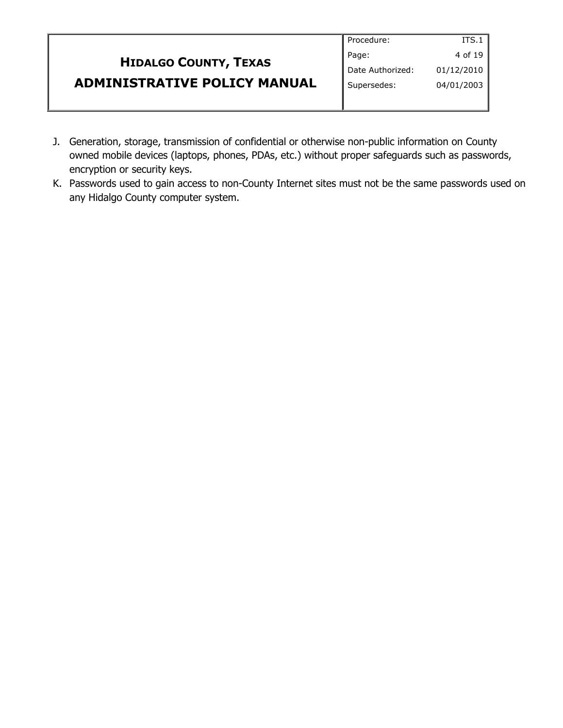J. Generation, storage, transmission of confidential or otherwise non-public information on County owned mobile devices (laptops, phones, PDAs, etc.) without proper safeguards such as passwords, encryption or security keys.

K. Passwords used to gain access to non-County Internet sites must not be the same passwords used on any Hidalgo County computer system.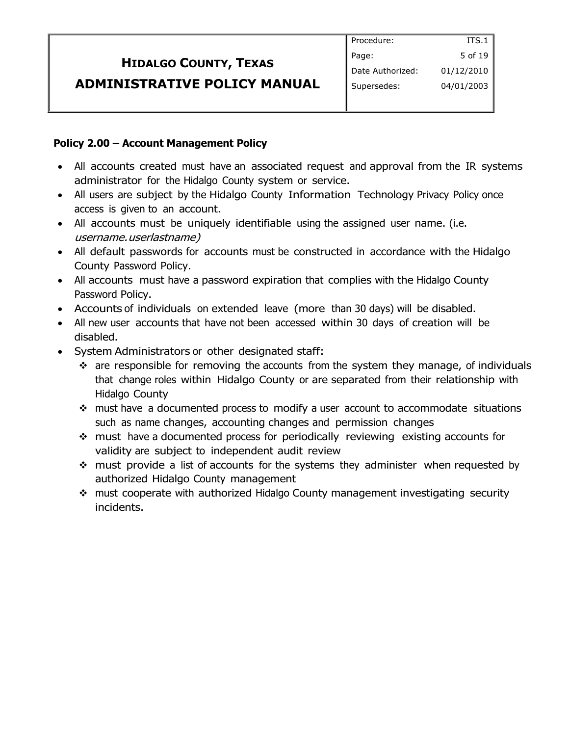### Policy 2.00 – Account Management Policy

- All accounts created must have an associated request and approval from the IR systems administrator for the Hidalgo County system or service.
- All users are subject by the Hidalgo County Information Technology Privacy Policy once access is given to an account.
- All accounts must be uniquely identifiable using the assigned user name. (i.e. *username.userlastname)*
- All default passwords for accounts must be constructed in accordance with the Hidalgo County Password Policy.
- All accounts must have a password expiration that complies with the Hidalgo County Password Policy.
- Accounts of individuals on extended leave (more than 30 days) will be disabled.
- All new user accounts that have not been accessed within 30 days of creation will be disabled.
- System Administrators or other designated staff:
  - are responsible for removing the accounts from the system they manage, of individuals that change roles within Hidalgo County or are separated from their relationship with Hidalgo County
  - must have a documented process to modify a user account to accommodate situations such as name changes, accounting changes and permission changes
  - must have a documented process for periodically reviewing existing accounts for validity are subject to independent audit review
  - must provide a list of accounts for the systems they administer when requested by authorized Hidalgo County management
  - must cooperate with authorized Hidalgo County management investigating security incidents.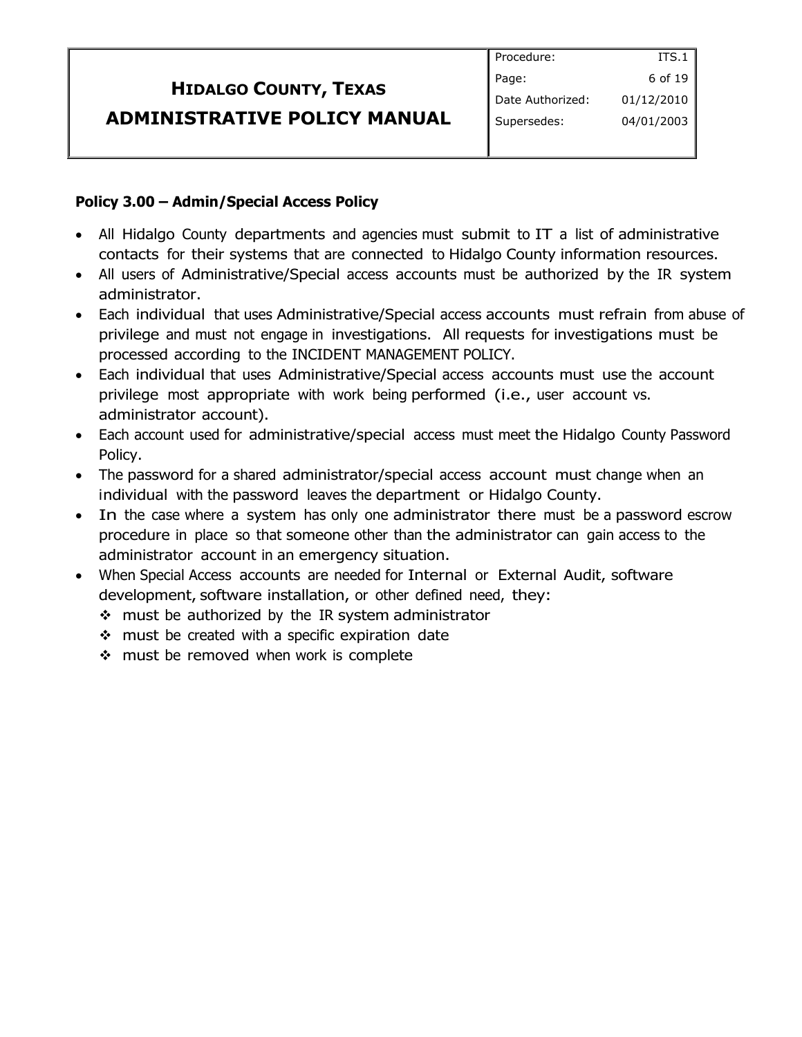**Policy 3.00 – Admin/Special Access Policy**

- All Hidalgo County departments and agencies must submit to IT a list of administrative contacts for their systems that are connected to Hidalgo County information resources.
- All users of Administrative/Special access accounts must be authorized by the IR system administrator.
- Each individual that uses Administrative/Special access accounts must refrain from abuse of privilege and must not engage in investigations. All requests for investigations must be processed according to the INCIDENT MANAGEMENT POLICY.
- Each individual that uses Administrative/Special access accounts must use the account privilege most appropriate with work being performed (i.e., user account vs. administrator account).
- Each account used for administrative/special access must meet the Hidalgo County Password Policy.
- The password for a shared administrator/special access account must change when an individual with the password leaves the department or Hidalgo County.
- In the case where a system has only one administrator there must be a password escrow procedure in place so that someone other than the administrator can gain access to the administrator account in an emergency situation.
- When Special Access accounts are needed for Internal or External Audit, software development, software installation, or other defined need, they:
  - must be authorized by the IR system administrator
  - must be created with a specific expiration date
  - must be removed when work is complete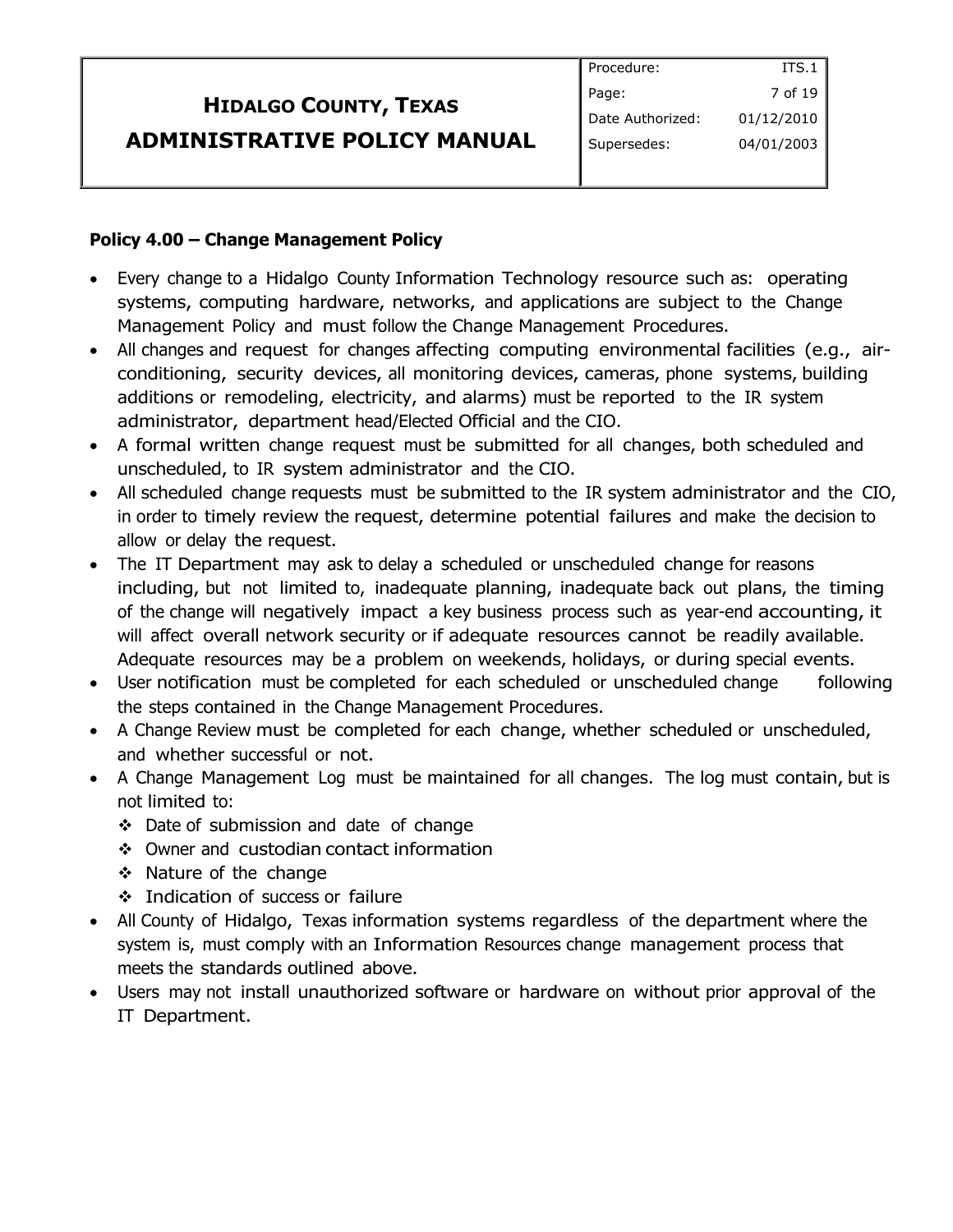**Policy 4.00 – Change Management Policy**

- Every change to a Hidalgo County Information Technology resource such as: operating systems, computing hardware, networks, and applications are subject to the Change Management Policy and must follow the Change Management Procedures.
- All changes and request for changes affecting computing environmental facilities (e.g., air-conditioning, security devices, all monitoring devices, cameras, phone systems, building additions or remodeling, electricity, and alarms) must be reported to the IR system administrator, department head/Elected Official and the CIO.
- A formal written change request must be submitted for all changes, both scheduled and unscheduled, to IR system administrator and the CIO.
- All scheduled change requests must be submitted to the IR system administrator and the CIO, in order to timely review the request, determine potential failures and make the decision to allow or delay the request.
- The IT Department may ask to delay a scheduled or unscheduled change for reasons including, but not limited to, inadequate planning, inadequate back out plans, the timing of the change will negatively impact a key business process such as year-end accounting, it will affect overall network security or if adequate resources cannot be readily available. Adequate resources may be a problem on weekends, holidays, or during special events.
- User notification must be completed for each scheduled or unscheduled change following the steps contained in the Change Management Procedures.
- A Change Review must be completed for each change, whether scheduled or unscheduled, and whether successful or not.
- A Change Management Log must be maintained for all changes. The log must contain, but is not limited to:
  - Date of submission and date of change
  - Owner and custodian contact information
  - Nature of the change
  - Indication of success or failure
- All County of Hidalgo, Texas information systems regardless of the department where the system is, must comply with an Information Resources change management process that meets the standards outlined above.
- Users may not install unauthorized software or hardware on without prior approval of the IT Department.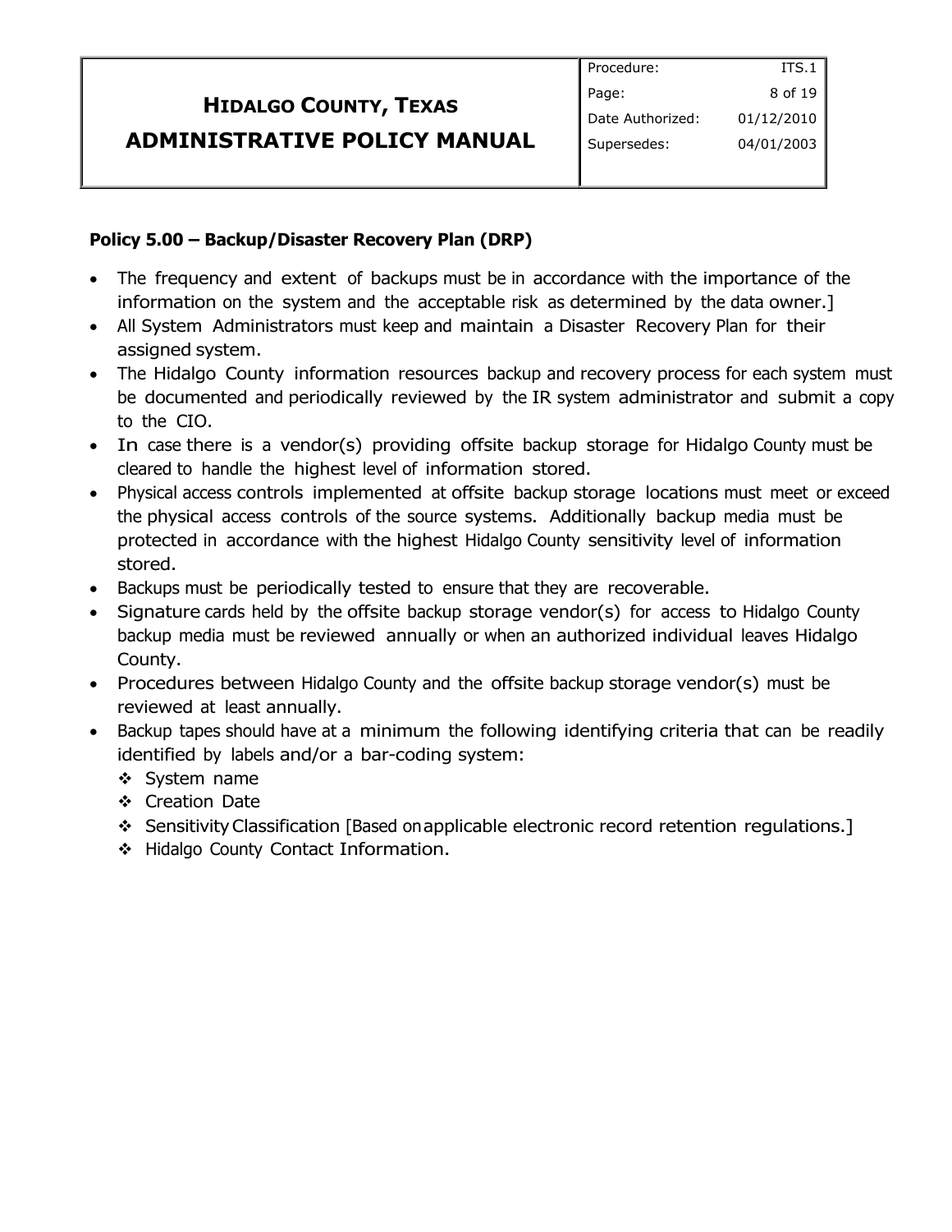**Policy 5.00 – Backup/Disaster Recovery Plan (DRP)**

- The frequency and extent of backups must be in accordance with the importance of the information on the system and the acceptable risk as determined by the data owner.]
- All System Administrators must keep and maintain a Disaster Recovery Plan for their assigned system.
- The Hidalgo County information resources backup and recovery process for each system must be documented and periodically reviewed by the IR system administrator and submit a copy to the CIO.
- In case there is a vendor(s) providing offsite backup storage for Hidalgo County must be cleared to handle the highest level of information stored.
- Physical access controls implemented at offsite backup storage locations must meet or exceed the physical access controls of the source systems. Additionally backup media must be protected in accordance with the highest Hidalgo County sensitivity level of information stored.
- Backups must be periodically tested to ensure that they are recoverable.
- Signature cards held by the offsite backup storage vendor(s) for access to Hidalgo County backup media must be reviewed annually or when an authorized individual leaves Hidalgo County.
- Procedures between Hidalgo County and the offsite backup storage vendor(s) must be reviewed at least annually.
- Backup tapes should have at a minimum the following identifying criteria that can be readily identified by labels and/or a bar-coding system:
  - System name
  - Creation Date
  - Sensitivity Classification [Based on applicable electronic record retention regulations.]
  - Hidalgo County Contact Information.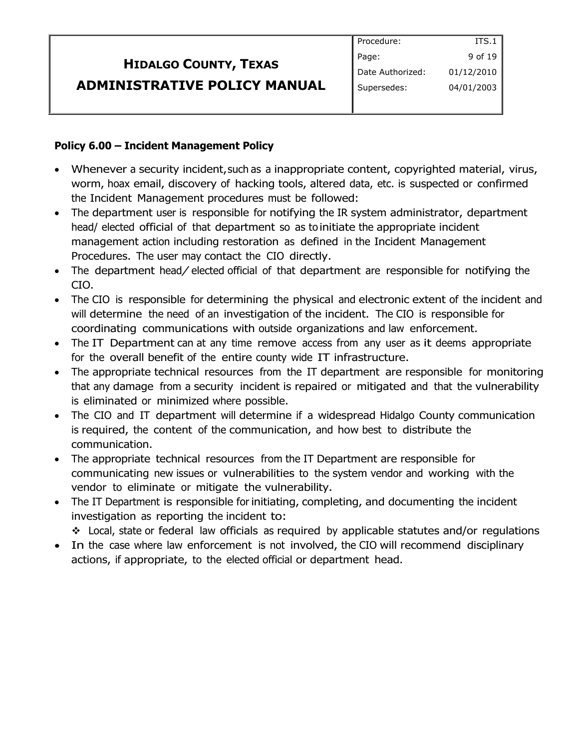**Policy 6.00 – Incident Management Policy**

- Whenever a security incident, such as a inappropriate content, copyrighted material, virus, worm, hoax email, discovery of hacking tools, altered data, etc. is suspected or confirmed the Incident Management procedures must be followed:
- The department user is responsible for notifying the IR system administrator, department head/ elected official of that department so as to initiate the appropriate incident management action including restoration as defined in the Incident Management Procedures. The user may contact the CIO directly.
- The department head/ elected official of that department are responsible for notifying the CIO.
- The CIO is responsible for determining the physical and electronic extent of the incident and will determine the need of an investigation of the incident. The CIO is responsible for coordinating communications with outside organizations and law enforcement.
- The IT Department can at any time remove access from any user as it deems appropriate for the overall benefit of the entire county wide IT infrastructure.
- The appropriate technical resources from the IT department are responsible for monitoring that any damage from a security incident is repaired or mitigated and that the vulnerability is eliminated or minimized where possible.
- The CIO and IT department will determine if a widespread Hidalgo County communication is required, the content of the communication, and how best to distribute the communication.
- The appropriate technical resources from the IT Department are responsible for communicating new issues or vulnerabilities to the system vendor and working with the vendor to eliminate or mitigate the vulnerability.
- The IT Department is responsible for initiating, completing, and documenting the incident investigation as reporting the incident to:
  - Local, state or federal law officials as required by applicable statutes and/or regulations
- In the case where law enforcement is not involved, the CIO will recommend disciplinary actions, if appropriate, to the elected official or department head.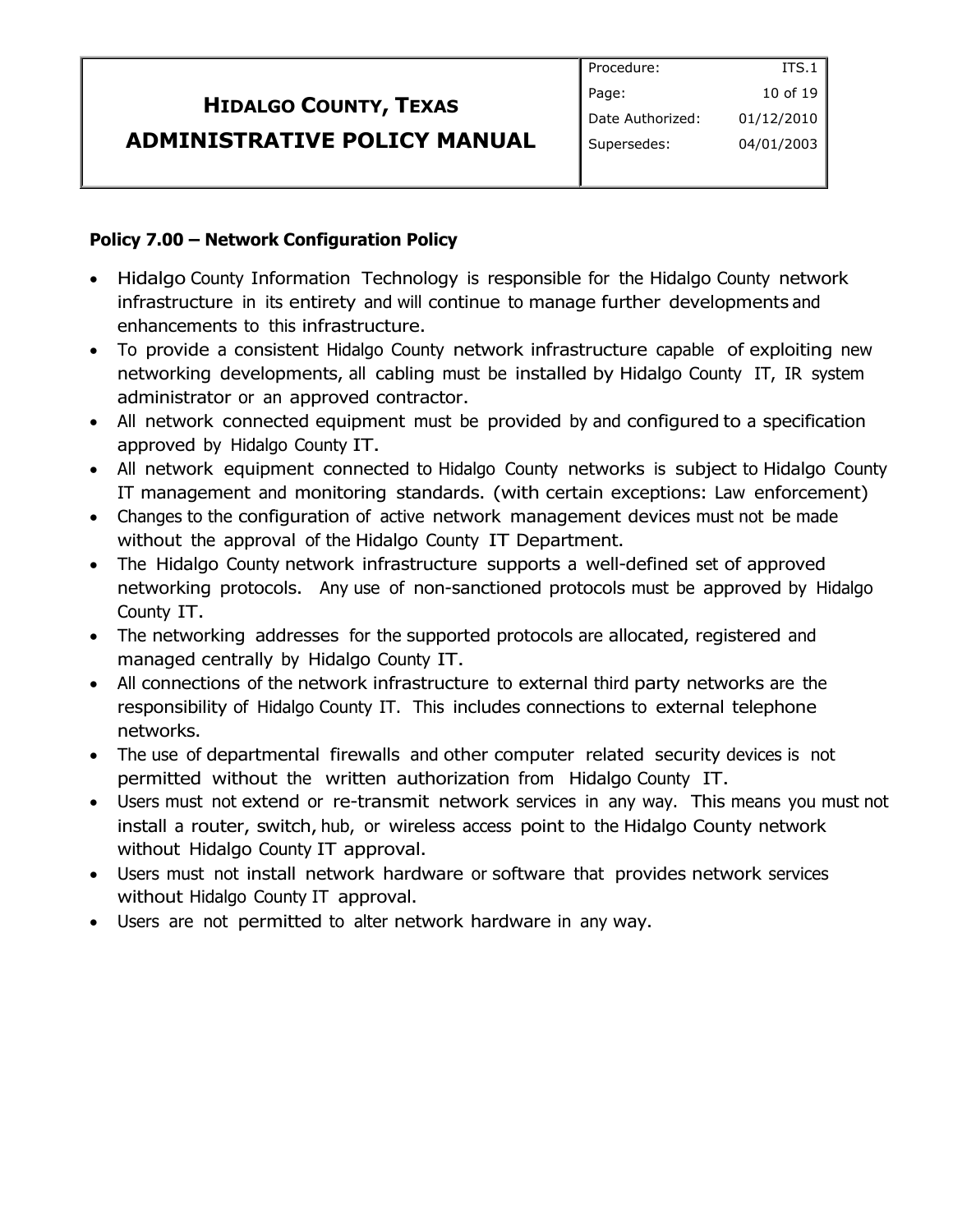**Policy 7.00 – Network Configuration Policy**

- Hidalgo County Information Technology is responsible for the Hidalgo County network infrastructure in its entirety and will continue to manage further developments and enhancements to this infrastructure.
- To provide a consistent Hidalgo County network infrastructure capable of exploiting new networking developments, all cabling must be installed by Hidalgo County IT, IR system administrator or an approved contractor.
- All network connected equipment must be provided by and configured to a specification approved by Hidalgo County IT.
- All network equipment connected to Hidalgo County networks is subject to Hidalgo County IT management and monitoring standards. (with certain exceptions: Law enforcement)
- Changes to the configuration of active network management devices must not be made without the approval of the Hidalgo County IT Department.
- The Hidalgo County network infrastructure supports a well-defined set of approved networking protocols. Any use of non-sanctioned protocols must be approved by Hidalgo County IT.
- The networking addresses for the supported protocols are allocated, registered and managed centrally by Hidalgo County IT.
- All connections of the network infrastructure to external third party networks are the responsibility of Hidalgo County IT. This includes connections to external telephone networks.
- The use of departmental firewalls and other computer related security devices is not permitted without the written authorization from Hidalgo County IT.
- Users must not extend or re-transmit network services in any way. This means you must not install a router, switch, hub, or wireless access point to the Hidalgo County network without Hidalgo County IT approval.
- Users must not install network hardware or software that provides network services without Hidalgo County IT approval.
- Users are not permitted to alter network hardware in any way.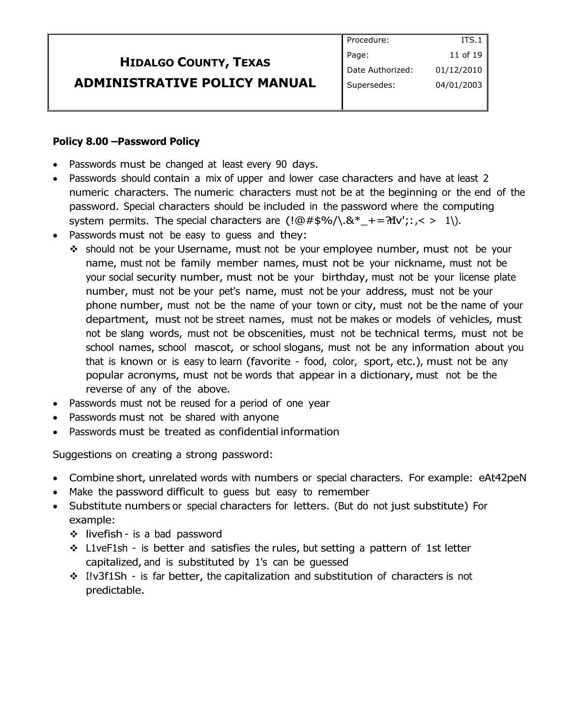Policy 8.00 –Password Policy

- Passwords must be changed at least every 90 days.
- Passwords should contain a mix of upper and lower case characters and have at least 2 numeric characters. The numeric characters must not be at the beginning or the end of the password. Special characters should be included in the password where the computing system permits. The special characters are (!@#$%/\.&*_+=?Iv';:,< > 1\).
- Passwords must not be easy to guess and they:
  - should not be your Username, must not be your employee number, must not be your name, must not be family member names, must not be your nickname, must not be your social security number, must not be your birthday, must not be your license plate number, must not be your pet's name, must not be your address, must not be your phone number, must not be the name of your town or city, must not be the name of your department, must not be street names, must not be makes or models of vehicles, must not be slang words, must not be obscenities, must not be technical terms, must not be school names, school mascot, or school slogans, must not be any information about you that is known or is easy to learn (favorite - food, color, sport, etc.), must not be any popular acronyms, must not be words that appear in a dictionary, must not be the reverse of any of the above.
- Passwords must not be reused for a period of one year
- Passwords must not be shared with anyone
- Passwords must be treated as confidential information

Suggestions on creating a strong password:

- Combine short, unrelated words with numbers or special characters. For example: eAt42peN
- Make the password difficult to guess but easy to remember
- Substitute numbers or special characters for letters. (But do not just substitute) For example:
  - livefish - is a bad password
  - L1veF1sh - is better and satisfies the rules, but setting a pattern of 1st letter capitalized, and is substituted by 1's can be guessed
  - I!v3f1Sh - is far better, the capitalization and substitution of characters is not predictable.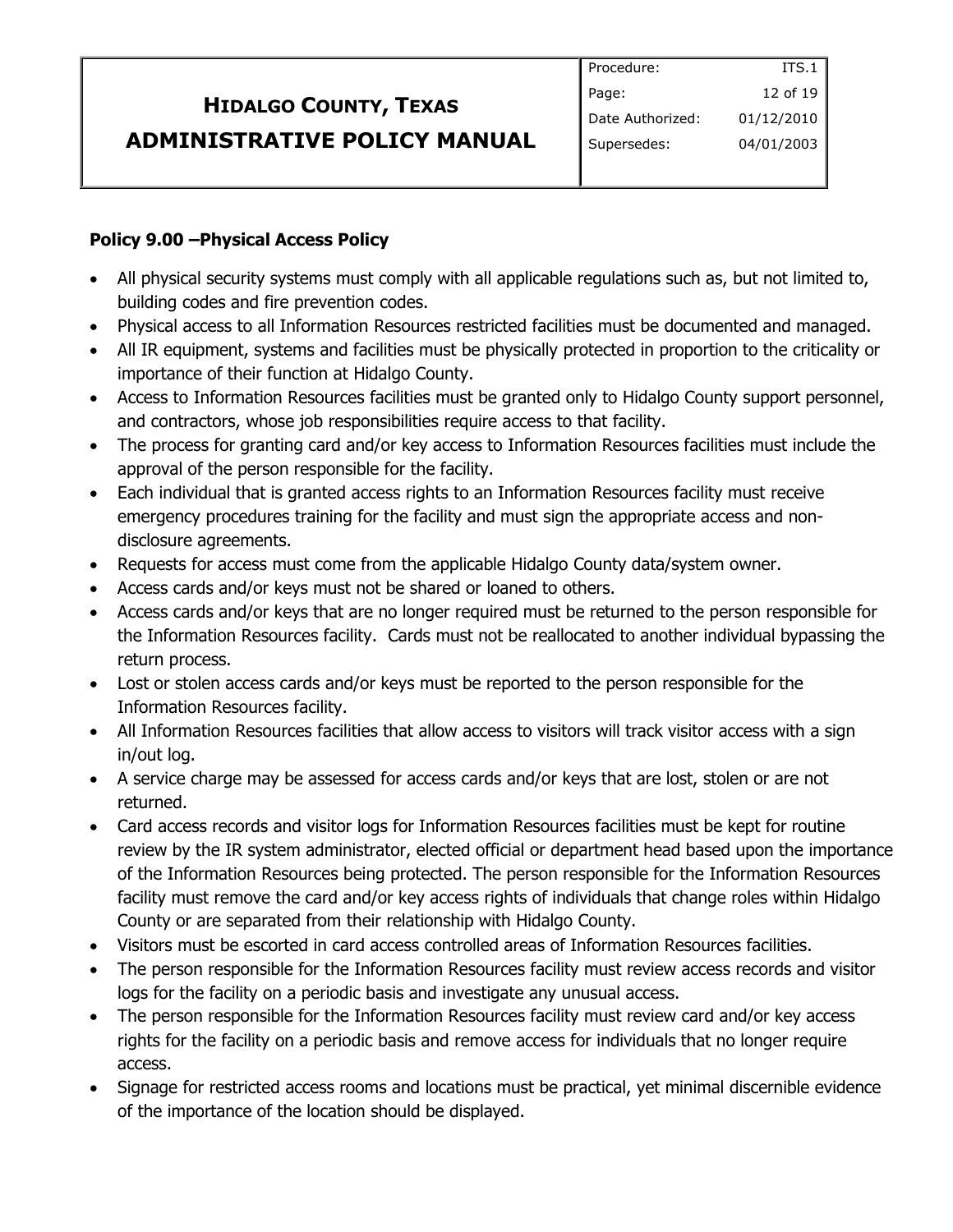## Policy 9.00 –Physical Access Policy

- All physical security systems must comply with all applicable regulations such as, but not limited to, building codes and fire prevention codes.
- Physical access to all Information Resources restricted facilities must be documented and managed.
- All IR equipment, systems and facilities must be physically protected in proportion to the criticality or importance of their function at Hidalgo County.
- Access to Information Resources facilities must be granted only to Hidalgo County support personnel, and contractors, whose job responsibilities require access to that facility.
- The process for granting card and/or key access to Information Resources facilities must include the approval of the person responsible for the facility.
- Each individual that is granted access rights to an Information Resources facility must receive emergency procedures training for the facility and must sign the appropriate access and non-disclosure agreements.
- Requests for access must come from the applicable Hidalgo County data/system owner.
- Access cards and/or keys must not be shared or loaned to others.
- Access cards and/or keys that are no longer required must be returned to the person responsible for the Information Resources facility. Cards must not be reallocated to another individual bypassing the return process.
- Lost or stolen access cards and/or keys must be reported to the person responsible for the Information Resources facility.
- All Information Resources facilities that allow access to visitors will track visitor access with a sign in/out log.
- A service charge may be assessed for access cards and/or keys that are lost, stolen or are not returned.
- Card access records and visitor logs for Information Resources facilities must be kept for routine review by the IR system administrator, elected official or department head based upon the importance of the Information Resources being protected. The person responsible for the Information Resources facility must remove the card and/or key access rights of individuals that change roles within Hidalgo County or are separated from their relationship with Hidalgo County.
- Visitors must be escorted in card access controlled areas of Information Resources facilities.
- The person responsible for the Information Resources facility must review access records and visitor logs for the facility on a periodic basis and investigate any unusual access.
- The person responsible for the Information Resources facility must review card and/or key access rights for the facility on a periodic basis and remove access for individuals that no longer require access.
- Signage for restricted access rooms and locations must be practical, yet minimal discernible evidence of the importance of the location should be displayed.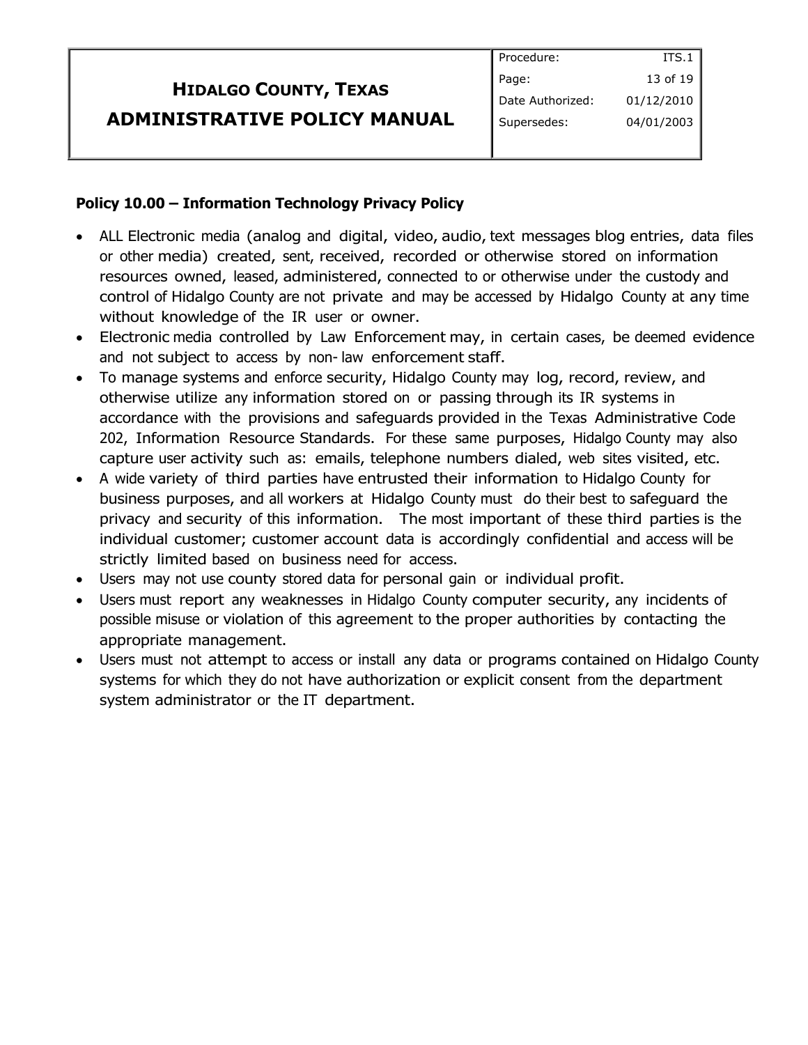## Policy 10.00 – Information Technology Privacy Policy

- ALL Electronic media (analog and digital, video, audio, text messages blog entries, data files or other media) created, sent, received, recorded or otherwise stored on information resources owned, leased, administered, connected to or otherwise under the custody and control of Hidalgo County are not private and may be accessed by Hidalgo County at any time without knowledge of the IR user or owner.
- Electronic media controlled by Law Enforcement may, in certain cases, be deemed evidence and not subject to access by non- law enforcement staff.
- To manage systems and enforce security, Hidalgo County may log, record, review, and otherwise utilize any information stored on or passing through its IR systems in accordance with the provisions and safeguards provided in the Texas Administrative Code 202, Information Resource Standards. For these same purposes, Hidalgo County may also capture user activity such as: emails, telephone numbers dialed, web sites visited, etc.
- A wide variety of third parties have entrusted their information to Hidalgo County for business purposes, and all workers at Hidalgo County must do their best to safeguard the privacy and security of this information. The most important of these third parties is the individual customer; customer account data is accordingly confidential and access will be strictly limited based on business need for access.
- Users may not use county stored data for personal gain or individual profit.
- Users must report any weaknesses in Hidalgo County computer security, any incidents of possible misuse or violation of this agreement to the proper authorities by contacting the appropriate management.
- Users must not attempt to access or install any data or programs contained on Hidalgo County systems for which they do not have authorization or explicit consent from the department system administrator or the IT department.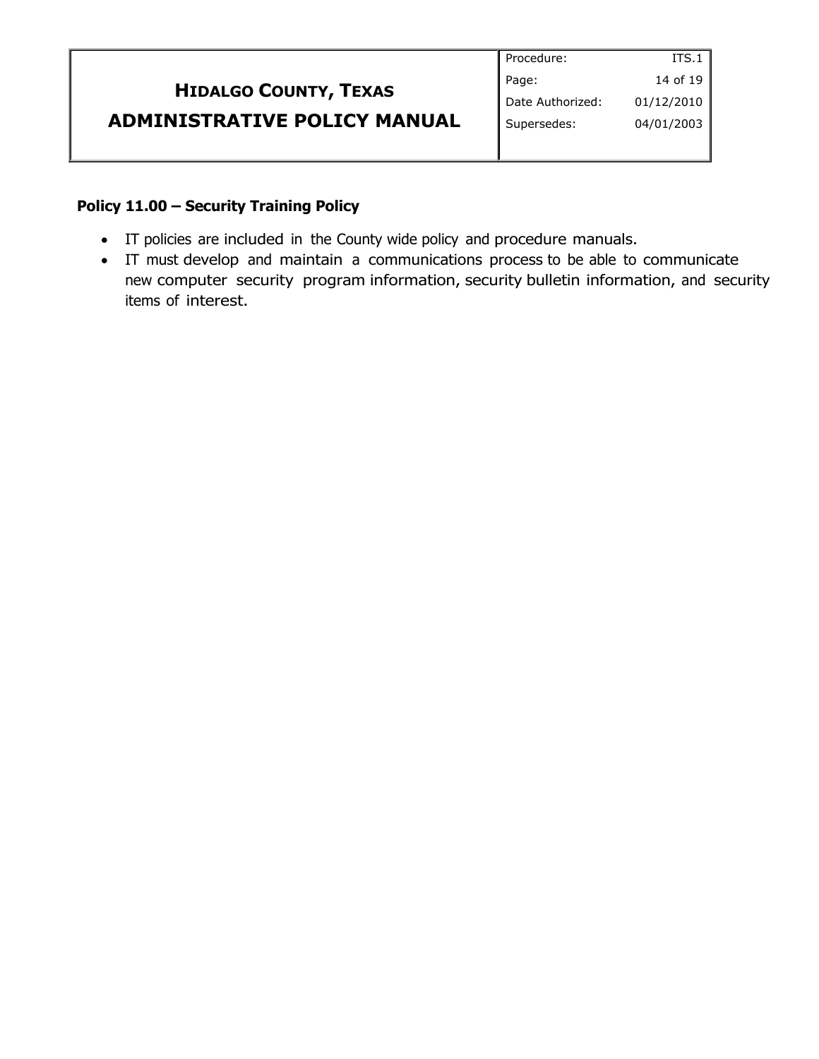**Policy 11.00 – Security Training Policy**

- IT policies are included in the County wide policy and procedure manuals.
- IT must develop and maintain a communications process to be able to communicate new computer security program information, security bulletin information, and security items of interest.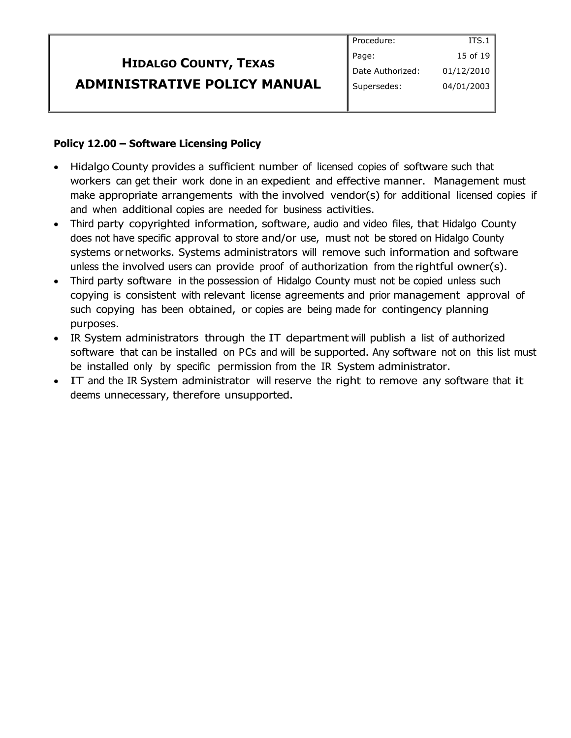**Policy 12.00 – Software Licensing Policy**

- Hidalgo County provides a sufficient number of licensed copies of software such that workers can get their work done in an expedient and effective manner. Management must make appropriate arrangements with the involved vendor(s) for additional licensed copies if and when additional copies are needed for business activities.
- Third party copyrighted information, software, audio and video files, that Hidalgo County does not have specific approval to store and/or use, must not be stored on Hidalgo County systems or networks. Systems administrators will remove such information and software unless the involved users can provide proof of authorization from the rightful owner(s).
- Third party software in the possession of Hidalgo County must not be copied unless such copying is consistent with relevant license agreements and prior management approval of such copying has been obtained, or copies are being made for contingency planning purposes.
- IR System administrators through the IT department will publish a list of authorized software that can be installed on PCs and will be supported. Any software not on this list must be installed only by specific permission from the IR System administrator.
- IT and the IR System administrator will reserve the right to remove any software that it deems unnecessary, therefore unsupported.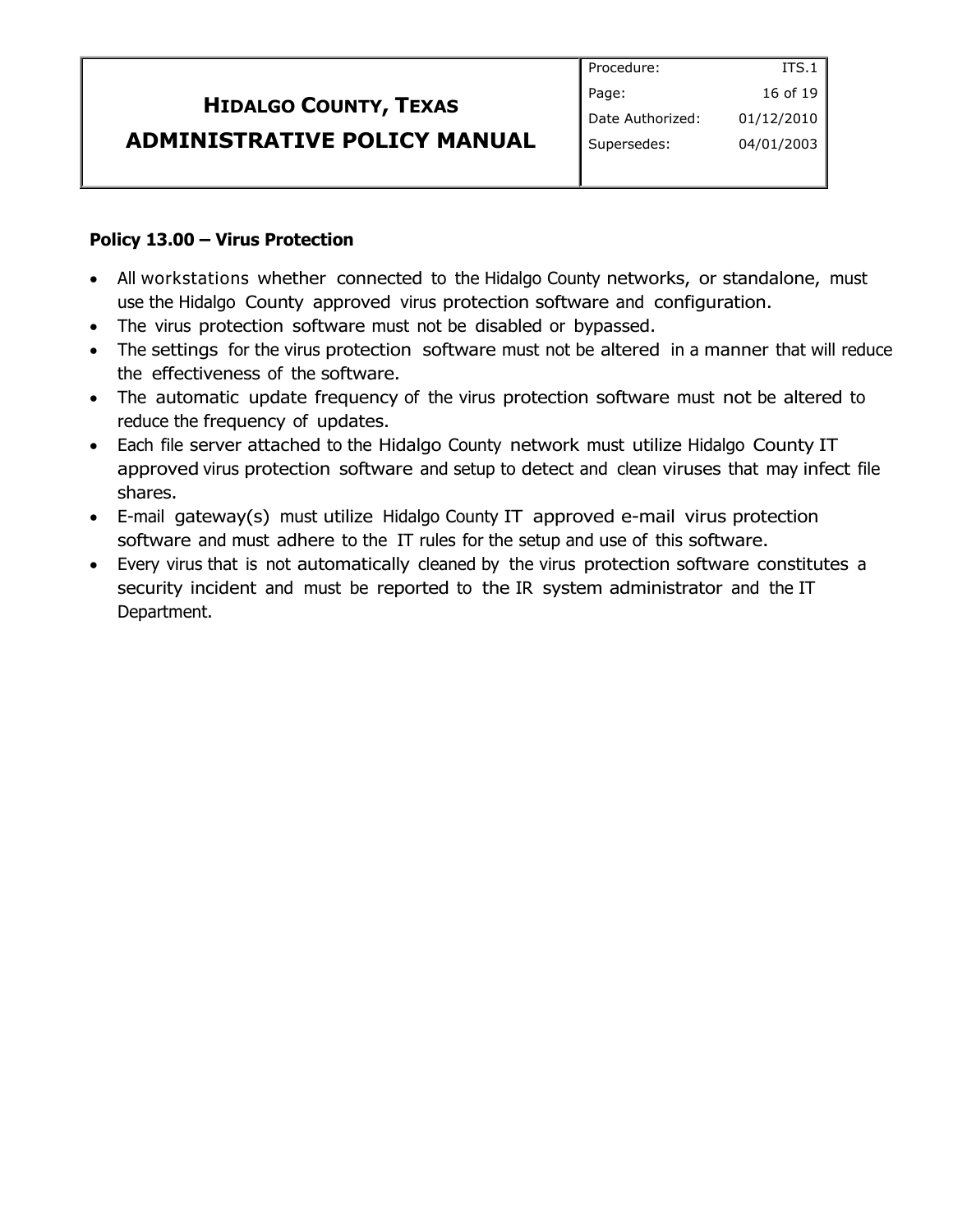**Policy 13.00 – Virus Protection**

- All workstations whether connected to the Hidalgo County networks, or standalone, must use the Hidalgo County approved virus protection software and configuration.
- The virus protection software must not be disabled or bypassed.
- The settings for the virus protection software must not be altered in a manner that will reduce the effectiveness of the software.
- The automatic update frequency of the virus protection software must not be altered to reduce the frequency of updates.
- Each file server attached to the Hidalgo County network must utilize Hidalgo County IT approved virus protection software and setup to detect and clean viruses that may infect file shares.
- E-mail gateway(s) must utilize Hidalgo County IT approved e-mail virus protection software and must adhere to the IT rules for the setup and use of this software.
- Every virus that is not automatically cleaned by the virus protection software constitutes a security incident and must be reported to the IR system administrator and the IT Department.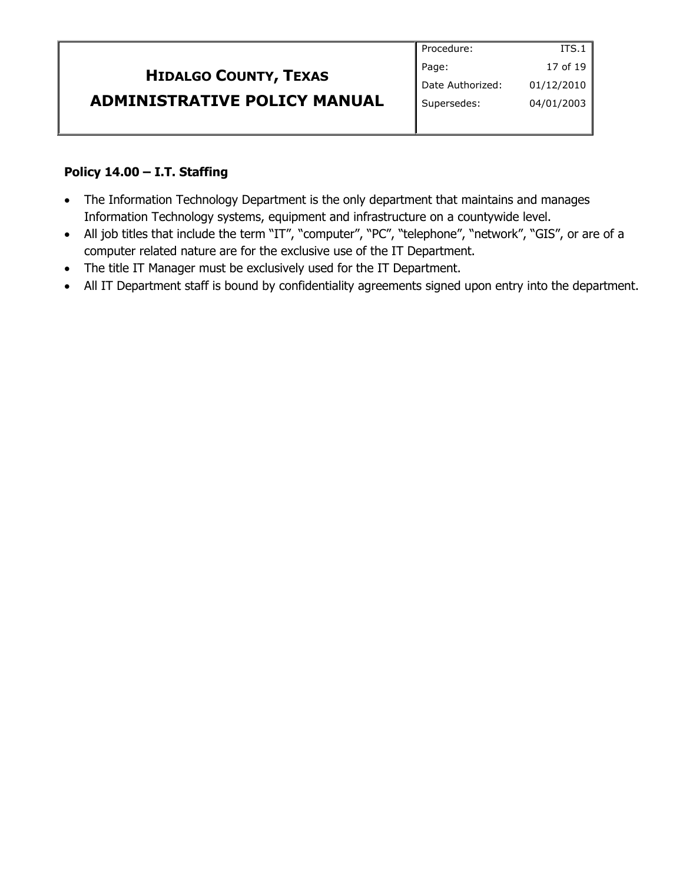**Policy 14.00 – I.T. Staffing**

- The Information Technology Department is the only department that maintains and manages Information Technology systems, equipment and infrastructure on a countywide level.
- All job titles that include the term "IT", "computer", "PC", "telephone", "network", "GIS", or are of a computer related nature are for the exclusive use of the IT Department.
- The title IT Manager must be exclusively used for the IT Department.
- All IT Department staff is bound by confidentiality agreements signed upon entry into the department.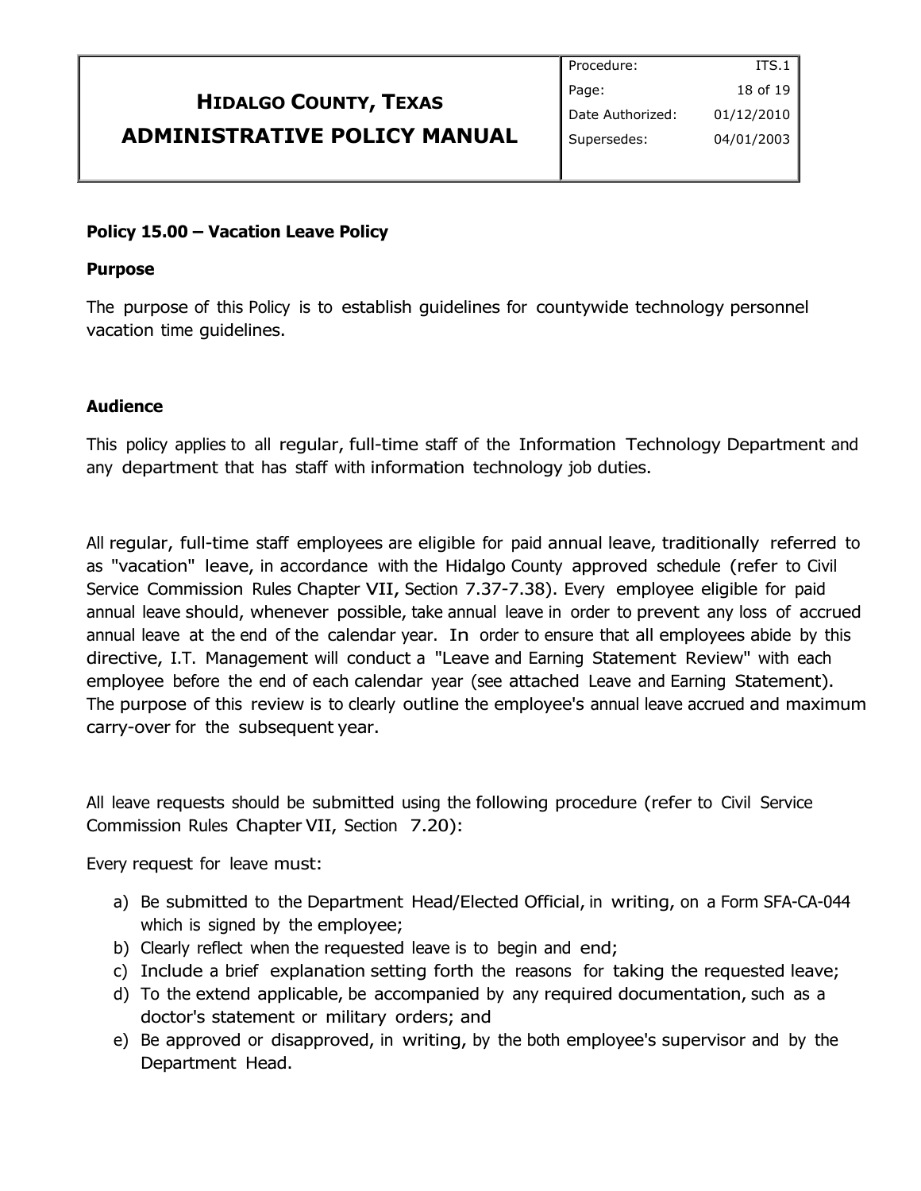**Policy 15.00 – Vacation Leave Policy**

**Purpose**

The purpose of this Policy is to establish guidelines for countywide technology personnel vacation time guidelines.

**Audience**

This policy applies to all regular, full-time staff of the Information Technology Department and any department that has staff with information technology job duties.

All regular, full-time staff employees are eligible for paid annual leave, traditionally referred to as "vacation" leave, in accordance with the Hidalgo County approved schedule (refer to Civil Service Commission Rules Chapter VII, Section 7.37-7.38). Every employee eligible for paid annual leave should, whenever possible, take annual leave in order to prevent any loss of accrued annual leave at the end of the calendar year. In order to ensure that all employees abide by this directive, I.T. Management will conduct a "Leave and Earning Statement Review" with each employee before the end of each calendar year (see attached Leave and Earning Statement). The purpose of this review is to clearly outline the employee's annual leave accrued and maximum carry-over for the subsequent year.

All leave requests should be submitted using the following procedure (refer to Civil Service Commission Rules Chapter VII, Section 7.20):

Every request for leave must:

a) Be submitted to the Department Head/Elected Official, in writing, on a Form SFA-CA-044 which is signed by the employee;
b) Clearly reflect when the requested leave is to begin and end;
c) Include a brief explanation setting forth the reasons for taking the requested leave;
d) To the extend applicable, be accompanied by any required documentation, such as a doctor's statement or military orders; and
e) Be approved or disapproved, in writing, by the both employee's supervisor and by the Department Head.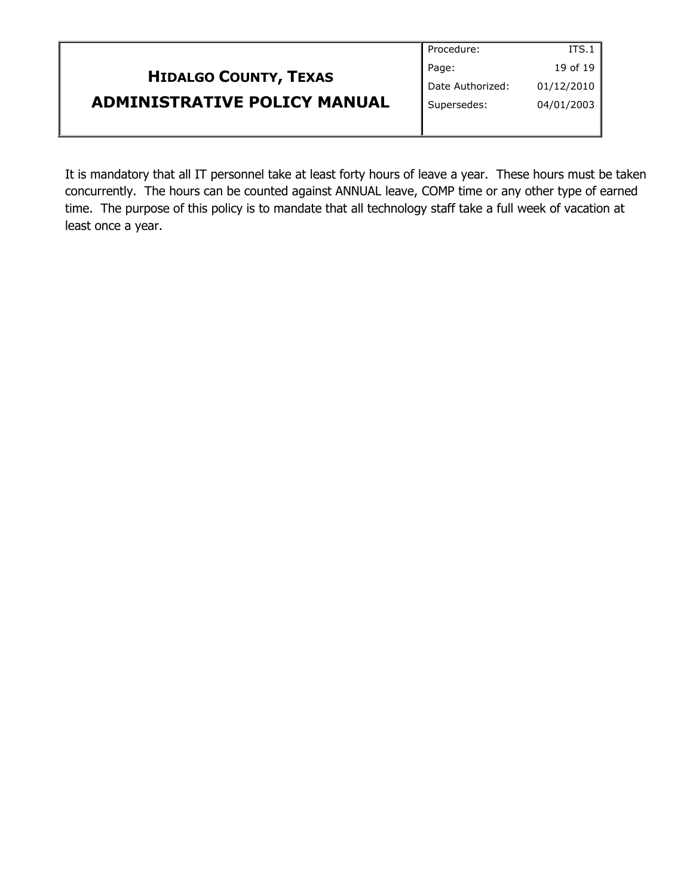It is mandatory that all IT personnel take at least forty hours of leave a year. These hours must be taken concurrently. The hours can be counted against ANNUAL leave, COMP time or any other type of earned time. The purpose of this policy is to mandate that all technology staff take a full week of vacation at least once a year.